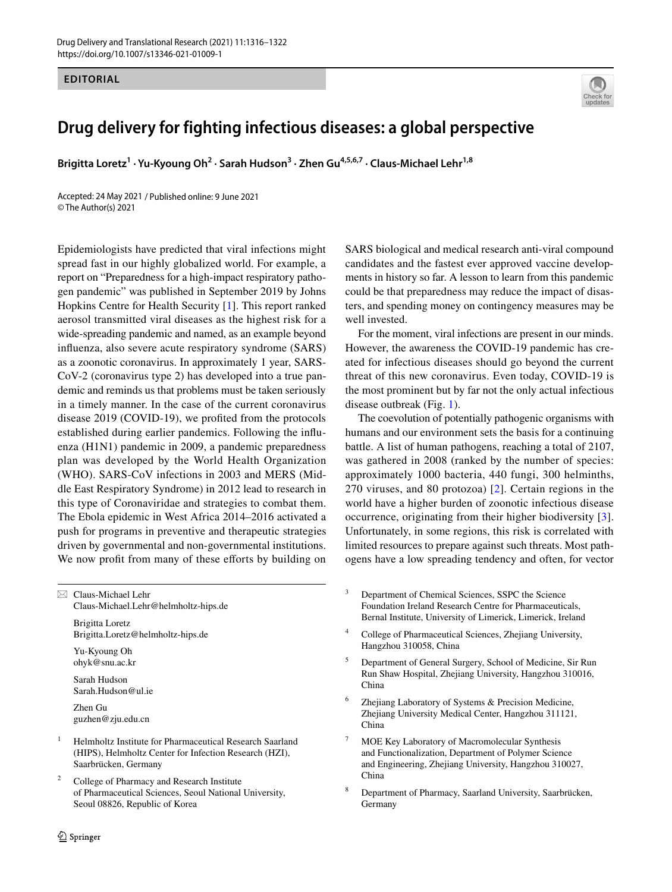EDITORIAL

# Drug delivery for fighting infectious diseases: a global perspective

**Brigitta Loretz[1] · Yu-Kyoung Oh[2] · Sarah Hudson[3] · Zhen Gu[4,5,6,7] · Claus-Michael Lehr[1,8]**

Accepted: 24 May 2021 / Published online: 9 June 2021
© The Author(s) 2021

Epidemiologists have predicted that viral infections might spread fast in our highly globalized world. For example, a report on "Preparedness for a high-impact respiratory pathogen pandemic" was published in September 2019 by Johns Hopkins Centre for Health Security [1]. This report ranked aerosol transmitted viral diseases as the highest risk for a wide-spreading pandemic and named, as an example beyond influenza, also severe acute respiratory syndrome (SARS) as a zoonotic coronavirus. In approximately 1 year, SARS-CoV-2 (coronavirus type 2) has developed into a true pandemic and reminds us that problems must be taken seriously in a timely manner. In the case of the current coronavirus disease 2019 (COVID-19), we profited from the protocols established during earlier pandemics. Following the influenza (H1N1) pandemic in 2009, a pandemic preparedness plan was developed by the World Health Organization (WHO). SARS-CoV infections in 2003 and MERS (Middle East Respiratory Syndrome) in 2012 lead to research in this type of Coronaviridae and strategies to combat them. The Ebola epidemic in West Africa 2014–2016 activated a push for programs in preventive and therapeutic strategies driven by governmental and non-governmental institutions. We now profit from many of these efforts by building on SARS biological and medical research anti-viral compound candidates and the fastest ever approved vaccine developments in history so far. A lesson to learn from this pandemic could be that preparedness may reduce the impact of disasters, and spending money on contingency measures may be well invested.

For the moment, viral infections are present in our minds. However, the awareness the COVID-19 pandemic has created for infectious diseases should go beyond the current threat of this new coronavirus. Even today, COVID-19 is the most prominent but by far not the only actual infectious disease outbreak (Fig. 1).

The coevolution of potentially pathogenic organisms with humans and our environment sets the basis for a continuing battle. A list of human pathogens, reaching a total of 2107, was gathered in 2008 (ranked by the number of species: approximately 1000 bacteria, 440 fungi, 300 helminths, 270 viruses, and 80 protozoa) [2]. Certain regions in the world have a higher burden of zoonotic infectious disease occurrence, originating from their higher biodiversity [3]. Unfortunately, in some regions, this risk is correlated with limited resources to prepare against such threats. Most pathogens have a low spreading tendency and often, for vector

---

✉ Claus-Michael Lehr
Claus-Michael.Lehr@helmholtz-hips.de

Brigitta Loretz
Brigitta.Loretz@helmholtz-hips.de

Yu-Kyoung Oh
ohyk@snu.ac.kr

Sarah Hudson
Sarah.Hudson@ul.ie

Zhen Gu
guzhen@zju.edu.cn

1. Helmholtz Institute for Pharmaceutical Research Saarland (HIPS), Helmholtz Center for Infection Research (HZI), Saarbrücken, Germany
2. College of Pharmacy and Research Institute of Pharmaceutical Sciences, Seoul National University, Seoul 08826, Republic of Korea
3. Department of Chemical Sciences, SSPC the Science Foundation Ireland Research Centre for Pharmaceuticals, Bernal Institute, University of Limerick, Limerick, Ireland
4. College of Pharmaceutical Sciences, Zhejiang University, Hangzhou 310058, China
5. Department of General Surgery, School of Medicine, Sir Run Run Shaw Hospital, Zhejiang University, Hangzhou 310016, China
6. Zhejiang Laboratory of Systems & Precision Medicine, Zhejiang University Medical Center, Hangzhou 311121, China
7. MOE Key Laboratory of Macromolecular Synthesis and Functionalization, Department of Polymer Science and Engineering, Zhejiang University, Hangzhou 310027, China
8. Department of Pharmacy, Saarland University, Saarbrücken, Germany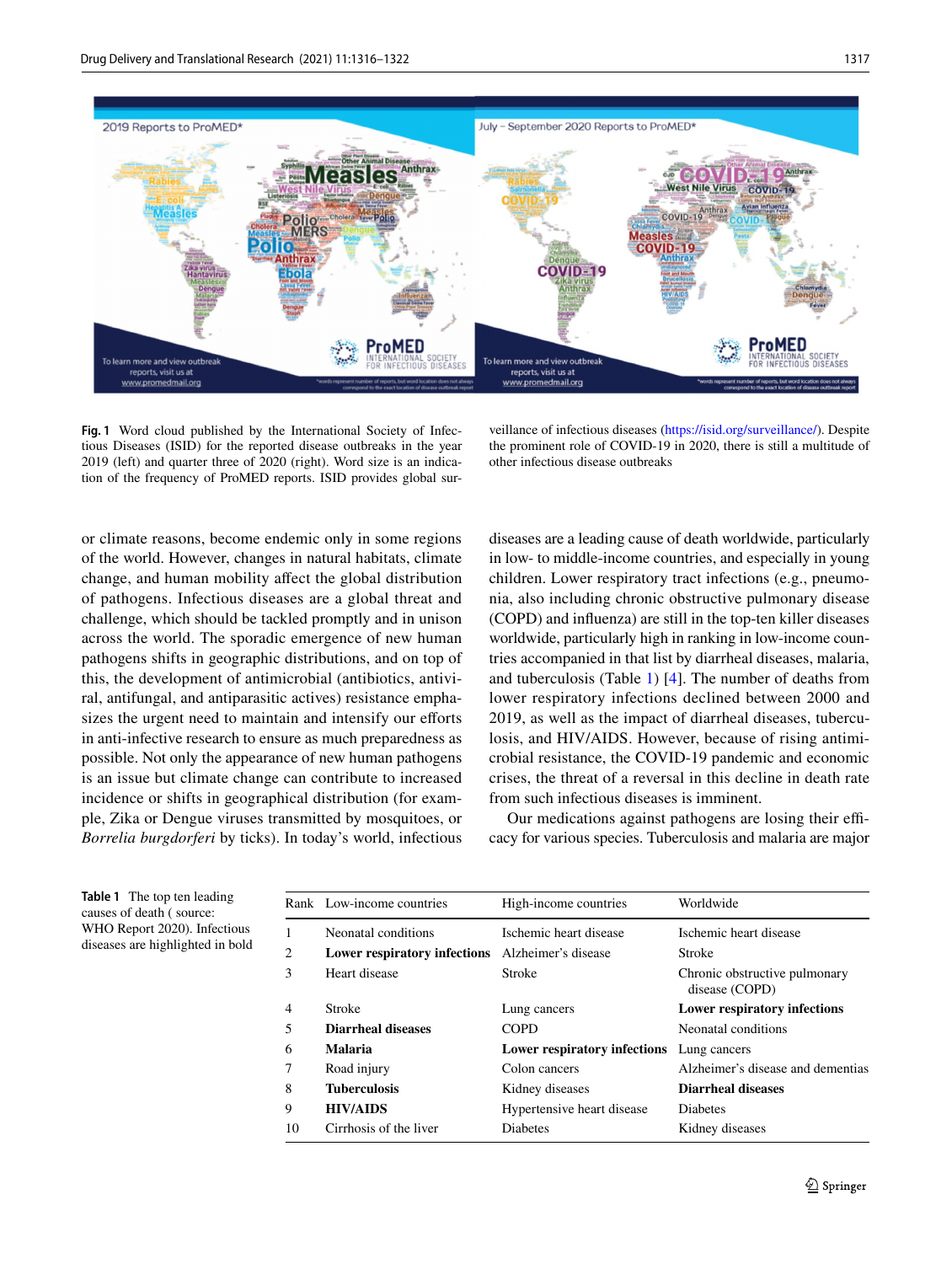Fig. 1 Word cloud published by the International Society of Infectious Diseases (ISID) for the reported disease outbreaks in the year 2019 (left) and quarter three of 2020 (right). Word size is an indication of the frequency of ProMED reports. ISID provides global surveillance of infectious diseases (https://isid.org/surveillance/). Despite the prominent role of COVID-19 in 2020, there is still a multitude of other infectious disease outbreaks

or climate reasons, become endemic only in some regions of the world. However, changes in natural habitats, climate change, and human mobility affect the global distribution of pathogens. Infectious diseases are a global threat and challenge, which should be tackled promptly and in unison across the world. The sporadic emergence of new human pathogens shifts in geographic distributions, and on top of this, the development of antimicrobial (antibiotics, antiviral, antifungal, and antiparasitic actives) resistance emphasizes the urgent need to maintain and intensify our efforts in anti-infective research to ensure as much preparedness as possible. Not only the appearance of new human pathogens is an issue but climate change can contribute to increased incidence or shifts in geographical distribution (for example, Zika or Dengue viruses transmitted by mosquitoes, or *Borrelia burgdorferi* by ticks). In today's world, infectious diseases are a leading cause of death worldwide, particularly in low- to middle-income countries, and especially in young children. Lower respiratory tract infections (e.g., pneumonia, also including chronic obstructive pulmonary disease (COPD) and influenza) are still in the top-ten killer diseases worldwide, particularly high in ranking in low-income countries accompanied in that list by diarrheal diseases, malaria, and tuberculosis (Table 1) [4]. The number of deaths from lower respiratory infections declined between 2000 and 2019, as well as the impact of diarrheal diseases, tuberculosis, and HIV/AIDS. However, because of rising antimicrobial resistance, the COVID-19 pandemic and economic crises, the threat of a reversal in this decline in death rate from such infectious diseases is imminent.

Our medications against pathogens are losing their efficacy for various species. Tuberculosis and malaria are major

Table 1 The top ten leading causes of death ( source: WHO Report 2020). Infectious diseases are highlighted in bold

| Rank | Low-income countries | High-income countries | Worldwide |
|---|---|---|---|
| 1 | Neonatal conditions | Ischemic heart disease | Ischemic heart disease |
| 2 | **Lower respiratory infections** | Alzheimer's disease | Stroke |
| 3 | Heart disease | Stroke | Chronic obstructive pulmonary disease (COPD) |
| 4 | Stroke | Lung cancers | **Lower respiratory infections** |
| 5 | **Diarrheal diseases** | COPD | Neonatal conditions |
| 6 | **Malaria** | **Lower respiratory infections** | Lung cancers |
| 7 | Road injury | Colon cancers | Alzheimer's disease and dementias |
| 8 | **Tuberculosis** | Kidney diseases | **Diarrheal diseases** |
| 9 | **HIV/AIDS** | Hypertensive heart disease | Diabetes |
| 10 | Cirrhosis of the liver | Diabetes | Kidney diseases |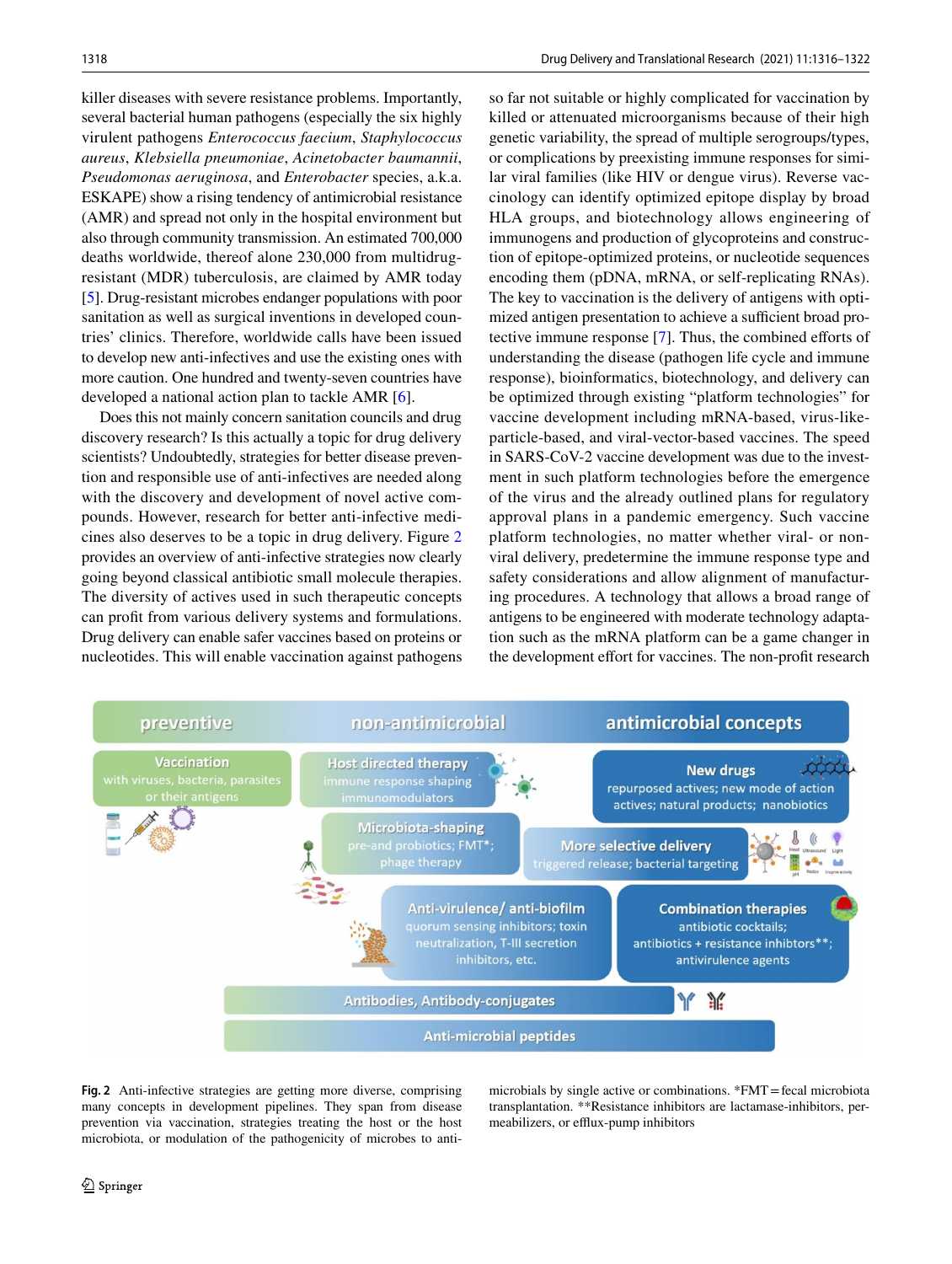killer diseases with severe resistance problems. Importantly, several bacterial human pathogens (especially the six highly virulent pathogens *Enterococcus faecium*, *Staphylococcus aureus*, *Klebsiella pneumoniae*, *Acinetobacter baumannii*, *Pseudomonas aeruginosa*, and *Enterobacter* species, a.k.a. ESKAPE) show a rising tendency of antimicrobial resistance (AMR) and spread not only in the hospital environment but also through community transmission. An estimated 700,000 deaths worldwide, thereof alone 230,000 from multidrug-resistant (MDR) tuberculosis, are claimed by AMR today [5]. Drug-resistant microbes endanger populations with poor sanitation as well as surgical inventions in developed countries' clinics. Therefore, worldwide calls have been issued to develop new anti-infectives and use the existing ones with more caution. One hundred and twenty-seven countries have developed a national action plan to tackle AMR [6].

Does this not mainly concern sanitation councils and drug discovery research? Is this actually a topic for drug delivery scientists? Undoubtedly, strategies for better disease prevention and responsible use of anti-infectives are needed along with the discovery and development of novel active compounds. However, research for better anti-infective medicines also deserves to be a topic in drug delivery. Figure 2 provides an overview of anti-infective strategies now clearly going beyond classical antibiotic small molecule therapies. The diversity of actives used in such therapeutic concepts can profit from various delivery systems and formulations. Drug delivery can enable safer vaccines based on proteins or nucleotides. This will enable vaccination against pathogens so far not suitable or highly complicated for vaccination by killed or attenuated microorganisms because of their high genetic variability, the spread of multiple serogroups/types, or complications by preexisting immune responses for similar viral families (like HIV or dengue virus). Reverse vaccinology can identify optimized epitope display by broad HLA groups, and biotechnology allows engineering of immunogens and production of glycoproteins and construction of epitope-optimized proteins, or nucleotide sequences encoding them (pDNA, mRNA, or self-replicating RNAs). The key to vaccination is the delivery of antigens with optimized antigen presentation to achieve a sufficient broad protective immune response [7]. Thus, the combined efforts of understanding the disease (pathogen life cycle and immune response), bioinformatics, biotechnology, and delivery can be optimized through existing "platform technologies" for vaccine development including mRNA-based, virus-like-particle-based, and viral-vector-based vaccines. The speed in SARS-CoV-2 vaccine development was due to the investment in such platform technologies before the emergence of the virus and the already outlined plans for regulatory approval plans in a pandemic emergency. Such vaccine platform technologies, no matter whether viral- or non-viral delivery, predetermine the immune response type and safety considerations and allow alignment of manufacturing procedures. A technology that allows a broad range of antigens to be engineered with moderate technology adaptation such as the mRNA platform can be a game changer in the development effort for vaccines. The non-profit research

**Fig. 2** Anti-infective strategies are getting more diverse, comprising many concepts in development pipelines. They span from disease prevention via vaccination, strategies treating the host or the host microbiota, or modulation of the pathogenicity of microbes to antimicrobials by single active or combinations. *FMT = fecal microbiota transplantation. **Resistance inhibitors are lactamase-inhibitors, permeabilizers, or efflux-pump inhibitors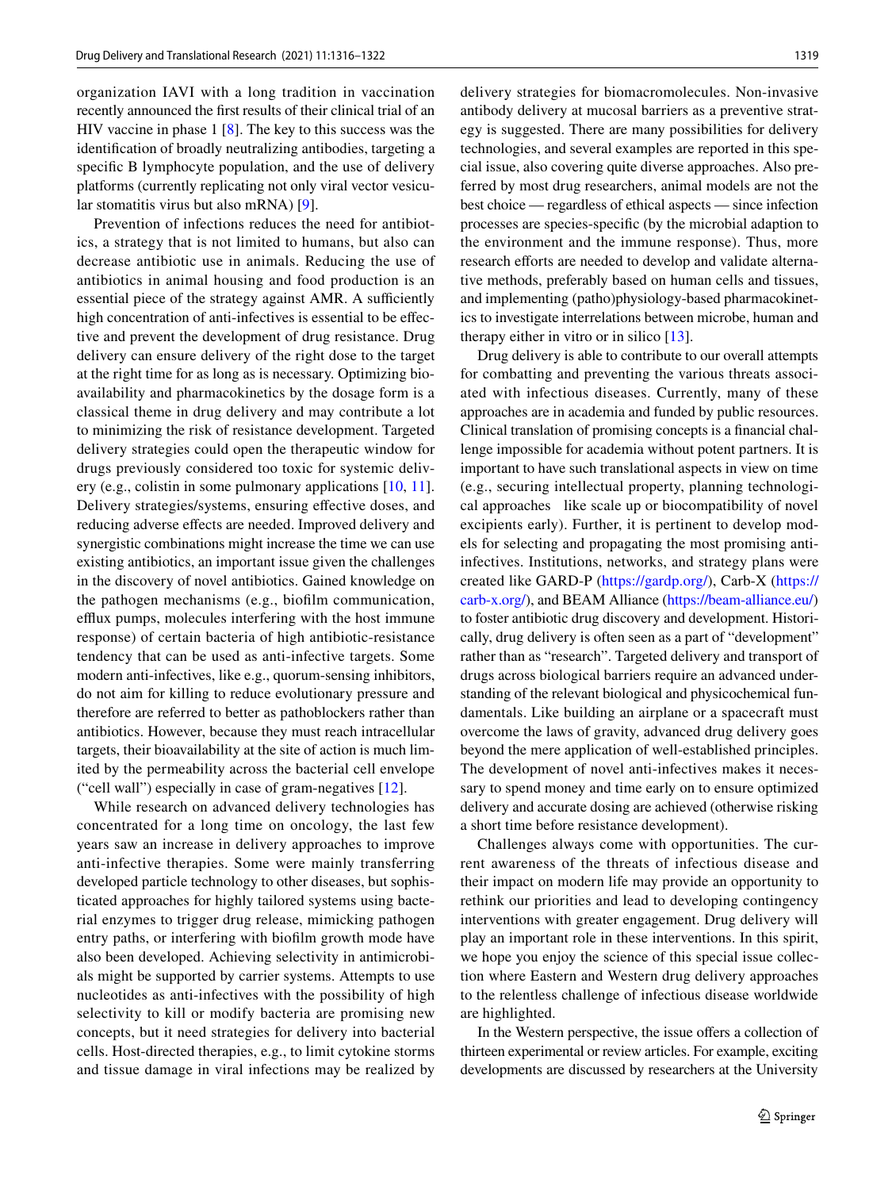organization IAVI with a long tradition in vaccination recently announced the first results of their clinical trial of an HIV vaccine in phase 1 [8]. The key to this success was the identification of broadly neutralizing antibodies, targeting a specific B lymphocyte population, and the use of delivery platforms (currently replicating not only viral vector vesicular stomatitis virus but also mRNA) [9].

Prevention of infections reduces the need for antibiotics, a strategy that is not limited to humans, but also can decrease antibiotic use in animals. Reducing the use of antibiotics in animal housing and food production is an essential piece of the strategy against AMR. A sufficiently high concentration of anti-infectives is essential to be effective and prevent the development of drug resistance. Drug delivery can ensure delivery of the right dose to the target at the right time for as long as is necessary. Optimizing bioavailability and pharmacokinetics by the dosage form is a classical theme in drug delivery and may contribute a lot to minimizing the risk of resistance development. Targeted delivery strategies could open the therapeutic window for drugs previously considered too toxic for systemic delivery (e.g., colistin in some pulmonary applications [10, 11]. Delivery strategies/systems, ensuring effective doses, and reducing adverse effects are needed. Improved delivery and synergistic combinations might increase the time we can use existing antibiotics, an important issue given the challenges in the discovery of novel antibiotics. Gained knowledge on the pathogen mechanisms (e.g., biofilm communication, efflux pumps, molecules interfering with the host immune response) of certain bacteria of high antibiotic-resistance tendency that can be used as anti-infective targets. Some modern anti-infectives, like e.g., quorum-sensing inhibitors, do not aim for killing to reduce evolutionary pressure and therefore are referred to better as pathoblockers rather than antibiotics. However, because they must reach intracellular targets, their bioavailability at the site of action is much limited by the permeability across the bacterial cell envelope ("cell wall") especially in case of gram-negatives [12].

While research on advanced delivery technologies has concentrated for a long time on oncology, the last few years saw an increase in delivery approaches to improve anti-infective therapies. Some were mainly transferring developed particle technology to other diseases, but sophisticated approaches for highly tailored systems using bacterial enzymes to trigger drug release, mimicking pathogen entry paths, or interfering with biofilm growth mode have also been developed. Achieving selectivity in antimicrobials might be supported by carrier systems. Attempts to use nucleotides as anti-infectives with the possibility of high selectivity to kill or modify bacteria are promising new concepts, but it need strategies for delivery into bacterial cells. Host-directed therapies, e.g., to limit cytokine storms and tissue damage in viral infections may be realized by delivery strategies for biomacromolecules. Non-invasive antibody delivery at mucosal barriers as a preventive strategy is suggested. There are many possibilities for delivery technologies, and several examples are reported in this special issue, also covering quite diverse approaches. Also preferred by most drug researchers, animal models are not the best choice — regardless of ethical aspects — since infection processes are species-specific (by the microbial adaption to the environment and the immune response). Thus, more research efforts are needed to develop and validate alternative methods, preferably based on human cells and tissues, and implementing (patho)physiology-based pharmacokinetics to investigate interrelations between microbe, human and therapy either in vitro or in silico [13].

Drug delivery is able to contribute to our overall attempts for combatting and preventing the various threats associated with infectious diseases. Currently, many of these approaches are in academia and funded by public resources. Clinical translation of promising concepts is a financial challenge impossible for academia without potent partners. It is important to have such translational aspects in view on time (e.g., securing intellectual property, planning technological approaches like scale up or biocompatibility of novel excipients early). Further, it is pertinent to develop models for selecting and propagating the most promising anti-infectives. Institutions, networks, and strategy plans were created like GARD-P (https://gardp.org/), Carb-X (https://carb-x.org/), and BEAM Alliance (https://beam-alliance.eu/) to foster antibiotic drug discovery and development. Historically, drug delivery is often seen as a part of "development" rather than as "research". Targeted delivery and transport of drugs across biological barriers require an advanced understanding of the relevant biological and physicochemical fundamentals. Like building an airplane or a spacecraft must overcome the laws of gravity, advanced drug delivery goes beyond the mere application of well-established principles. The development of novel anti-infectives makes it necessary to spend money and time early on to ensure optimized delivery and accurate dosing are achieved (otherwise risking a short time before resistance development).

Challenges always come with opportunities. The current awareness of the threats of infectious disease and their impact on modern life may provide an opportunity to rethink our priorities and lead to developing contingency interventions with greater engagement. Drug delivery will play an important role in these interventions. In this spirit, we hope you enjoy the science of this special issue collection where Eastern and Western drug delivery approaches to the relentless challenge of infectious disease worldwide are highlighted.

In the Western perspective, the issue offers a collection of thirteen experimental or review articles. For example, exciting developments are discussed by researchers at the University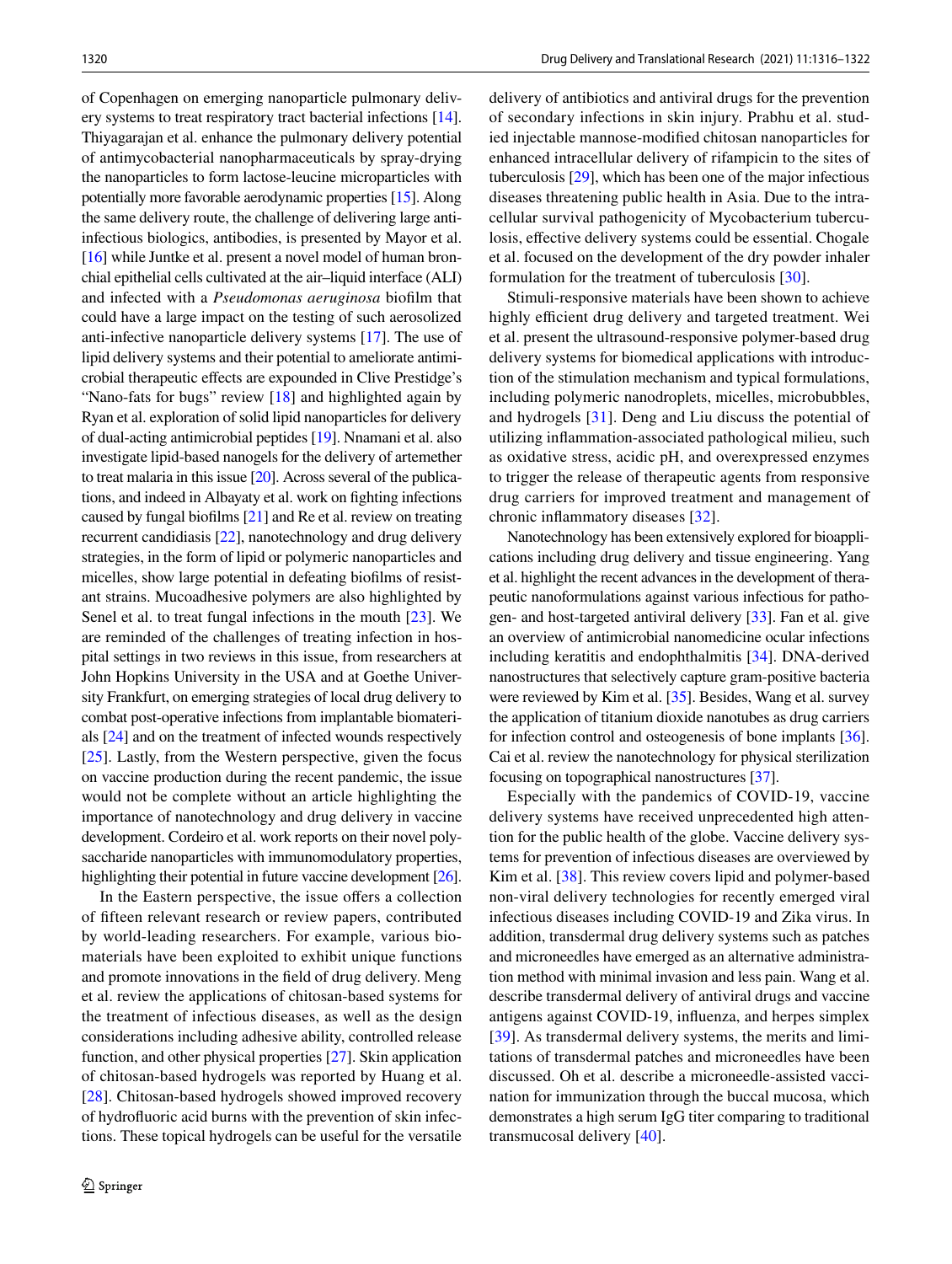of Copenhagen on emerging nanoparticle pulmonary delivery systems to treat respiratory tract bacterial infections [14]. Thiyagarajan et al. enhance the pulmonary delivery potential of antimycobacterial nanopharmaceuticals by spray-drying the nanoparticles to form lactose-leucine microparticles with potentially more favorable aerodynamic properties [15]. Along the same delivery route, the challenge of delivering large anti-infectious biologics, antibodies, is presented by Mayor et al. [16] while Juntke et al. present a novel model of human bronchial epithelial cells cultivated at the air–liquid interface (ALI) and infected with a *Pseudomonas aeruginosa* biofilm that could have a large impact on the testing of such aerosolized anti-infective nanoparticle delivery systems [17]. The use of lipid delivery systems and their potential to ameliorate antimicrobial therapeutic effects are expounded in Clive Prestidge's "Nano-fats for bugs" review [18] and highlighted again by Ryan et al. exploration of solid lipid nanoparticles for delivery of dual-acting antimicrobial peptides [19]. Nnamani et al. also investigate lipid-based nanogels for the delivery of artemether to treat malaria in this issue [20]. Across several of the publications, and indeed in Albayaty et al. work on fighting infections caused by fungal biofilms [21] and Re et al. review on treating recurrent candidiasis [22], nanotechnology and drug delivery strategies, in the form of lipid or polymeric nanoparticles and micelles, show large potential in defeating biofilms of resistant strains. Mucoadhesive polymers are also highlighted by Senel et al. to treat fungal infections in the mouth [23]. We are reminded of the challenges of treating infection in hospital settings in two reviews in this issue, from researchers at John Hopkins University in the USA and at Goethe University Frankfurt, on emerging strategies of local drug delivery to combat post-operative infections from implantable biomaterials [24] and on the treatment of infected wounds respectively [25]. Lastly, from the Western perspective, given the focus on vaccine production during the recent pandemic, the issue would not be complete without an article highlighting the importance of nanotechnology and drug delivery in vaccine development. Cordeiro et al. work reports on their novel polysaccharide nanoparticles with immunomodulatory properties, highlighting their potential in future vaccine development [26].

In the Eastern perspective, the issue offers a collection of fifteen relevant research or review papers, contributed by world-leading researchers. For example, various biomaterials have been exploited to exhibit unique functions and promote innovations in the field of drug delivery. Meng et al. review the applications of chitosan-based systems for the treatment of infectious diseases, as well as the design considerations including adhesive ability, controlled release function, and other physical properties [27]. Skin application of chitosan-based hydrogels was reported by Huang et al. [28]. Chitosan-based hydrogels showed improved recovery of hydrofluoric acid burns with the prevention of skin infections. These topical hydrogels can be useful for the versatile delivery of antibiotics and antiviral drugs for the prevention of secondary infections in skin injury. Prabhu et al. studied injectable mannose-modified chitosan nanoparticles for enhanced intracellular delivery of rifampicin to the sites of tuberculosis [29], which has been one of the major infectious diseases threatening public health in Asia. Due to the intracellular survival pathogenicity of Mycobacterium tuberculosis, effective delivery systems could be essential. Chogale et al. focused on the development of the dry powder inhaler formulation for the treatment of tuberculosis [30].

Stimuli-responsive materials have been shown to achieve highly efficient drug delivery and targeted treatment. Wei et al. present the ultrasound-responsive polymer-based drug delivery systems for biomedical applications with introduction of the stimulation mechanism and typical formulations, including polymeric nanodroplets, micelles, microbubbles, and hydrogels [31]. Deng and Liu discuss the potential of utilizing inflammation-associated pathological milieu, such as oxidative stress, acidic pH, and overexpressed enzymes to trigger the release of therapeutic agents from responsive drug carriers for improved treatment and management of chronic inflammatory diseases [32].

Nanotechnology has been extensively explored for bioapplications including drug delivery and tissue engineering. Yang et al. highlight the recent advances in the development of therapeutic nanoformulations against various infectious for pathogen- and host-targeted antiviral delivery [33]. Fan et al. give an overview of antimicrobial nanomedicine ocular infections including keratitis and endophthalmitis [34]. DNA-derived nanostructures that selectively capture gram-positive bacteria were reviewed by Kim et al. [35]. Besides, Wang et al. survey the application of titanium dioxide nanotubes as drug carriers for infection control and osteogenesis of bone implants [36]. Cai et al. review the nanotechnology for physical sterilization focusing on topographical nanostructures [37].

Especially with the pandemics of COVID-19, vaccine delivery systems have received unprecedented high attention for the public health of the globe. Vaccine delivery systems for prevention of infectious diseases are overviewed by Kim et al. [38]. This review covers lipid and polymer-based non-viral delivery technologies for recently emerged viral infectious diseases including COVID-19 and Zika virus. In addition, transdermal drug delivery systems such as patches and microneedles have emerged as an alternative administration method with minimal invasion and less pain. Wang et al. describe transdermal delivery of antiviral drugs and vaccine antigens against COVID-19, influenza, and herpes simplex [39]. As transdermal delivery systems, the merits and limitations of transdermal patches and microneedles have been discussed. Oh et al. describe a microneedle-assisted vaccination for immunization through the buccal mucosa, which demonstrates a high serum IgG titer comparing to traditional transmucosal delivery [40].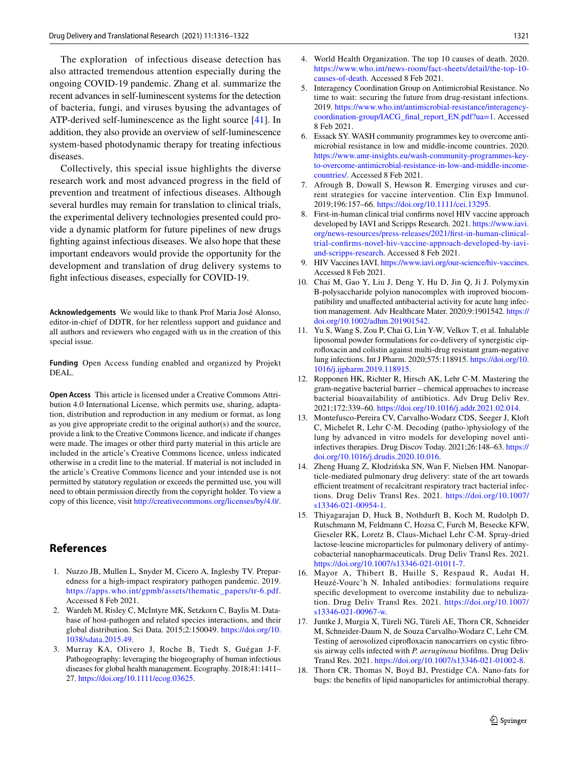The exploration of infectious disease detection has also attracted tremendous attention especially during the ongoing COVID-19 pandemic. Zhang et al. summarize the recent advances in self-luminescent systems for the detection of bacteria, fungi, and viruses byusing the advantages of ATP-derived self-luminescence as the light source [41]. In addition, they also provide an overview of self-luminescence system-based photodynamic therapy for treating infectious diseases.

Collectively, this special issue highlights the diverse research work and most advanced progress in the field of prevention and treatment of infectious diseases. Although several hurdles may remain for translation to clinical trials, the experimental delivery technologies presented could provide a dynamic platform for future pipelines of new drugs fighting against infectious diseases. We also hope that these important endeavors would provide the opportunity for the development and translation of drug delivery systems to fight infectious diseases, especially for COVID-19.

**Acknowledgements** We would like to thank Prof Maria José Alonso, editor-in-chief of DDTR, for her relentless support and guidance and all authors and reviewers who engaged with us in the creation of this special issue.

**Funding** Open Access funding enabled and organized by Projekt DEAL.

**Open Access** This article is licensed under a Creative Commons Attribution 4.0 International License, which permits use, sharing, adaptation, distribution and reproduction in any medium or format, as long as you give appropriate credit to the original author(s) and the source, provide a link to the Creative Commons licence, and indicate if changes were made. The images or other third party material in this article are included in the article's Creative Commons licence, unless indicated otherwise in a credit line to the material. If material is not included in the article's Creative Commons licence and your intended use is not permitted by statutory regulation or exceeds the permitted use, you will need to obtain permission directly from the copyright holder. To view a copy of this licence, visit http://creativecommons.org/licenses/by/4.0/.

## References

1. Nuzzo JB, Mullen L, Snyder M, Cicero A, Inglesby TV. Preparedness for a high-impact respiratory pathogen pandemic. 2019. https://apps.who.int/gpmb/assets/thematic_papers/tr-6.pdf. Accessed 8 Feb 2021.
2. Wardeh M, Risley C, McIntyre MK, Setzkorn C, Baylis M. Database of host-pathogen and related species interactions, and their global distribution. Sci Data. 2015;2:150049. https://doi.org/10.1038/sdata.2015.49.
3. Murray KA, Olivero J, Roche B, Tiedt S, Guégan J-F. Pathogeography: leveraging the biogeography of human infectious diseases for global health management. Ecography. 2018;41:1411–27. https://doi.org/10.1111/ecog.03625.
4. World Health Organization. The top 10 causes of death. 2020. https://www.who.int/news-room/fact-sheets/detail/the-top-10-causes-of-death. Accessed 8 Feb 2021.
5. Interagency Coordination Group on Antimicrobial Resistance. No time to wait: securing the future from drug-resistant infections. 2019. https://www.who.int/antimicrobial-resistance/interagency-coordination-group/IACG_final_report_EN.pdf?ua=1. Accessed 8 Feb 2021.
6. Essack SY. WASH community programmes key to overcome antimicrobial resistance in low and middle-income countries. 2020. https://www.amr-insights.eu/wash-community-programmes-key-to-overcome-antimicrobial-resistance-in-low-and-middle-income-countries/. Accessed 8 Feb 2021.
7. Afrough B, Dowall S, Hewson R. Emerging viruses and current strategies for vaccine intervention. Clin Exp Immunol. 2019;196:157–66. https://doi.org/10.1111/cei.13295.
8. First-in-human clinical trial confirms novel HIV vaccine approach developed by IAVI and Scripps Research. 2021. https://www.iavi.org/news-resources/press-releases/2021/first-in-human-clinical-trial-confirms-novel-hiv-vaccine-approach-developed-by-iavi-and-scripps-research. Accessed 8 Feb 2021.
9. HIV Vaccines IAVI. https://www.iavi.org/our-science/hiv-vaccines. Accessed 8 Feb 2021.
10. Chai M, Gao Y, Liu J, Deng Y, Hu D, Jin Q, Ji J. Polymyxin B-polysaccharide polyion nanocomplex with improved biocompatibility and unaffected antibacterial activity for acute lung infection management. Adv Healthcare Mater. 2020;9:1901542. https://doi.org/10.1002/adhm.201901542.
11. Yu S, Wang S, Zou P, Chai G, Lin Y-W, Velkov T, et al. Inhalable liposomal powder formulations for co-delivery of synergistic ciprofloxacin and colistin against multi-drug resistant gram-negative lung infections. Int J Pharm. 2020;575:118915. https://doi.org/10.1016/j.ijpharm.2019.118915.
12. Ropponen HK, Richter R, Hirsch AK, Lehr C-M. Mastering the gram-negative bacterial barrier – chemical approaches to increase bacterial bioavailability of antibiotics. Adv Drug Deliv Rev. 2021;172:339–60. https://doi.org/10.1016/j.addr.2021.02.014.
13. Montefusco-Pereira CV, Carvalho-Wodarz CDS, Seeger J, Kloft C, Michelet R, Lehr C-M. Decoding (patho-)physiology of the lung by advanced in vitro models for developing novel anti-infectives therapies. Drug Discov Today. 2021;26:148–63. https://doi.org/10.1016/j.drudis.2020.10.016.
14. Zheng Huang Z, Kłodzińska SN, Wan F, Nielsen HM. Nanoparticle-mediated pulmonary drug delivery: state of the art towards efficient treatment of recalcitrant respiratory tract bacterial infections. Drug Deliv Transl Res. 2021. https://doi.org/10.1007/s13346-021-00954-1.
15. Thiyagarajan D, Huck B, Nothdurft B, Koch M, Rudolph D, Rutschmann M, Feldmann C, Hozsa C, Furch M, Besecke KFW, Gieseler RK, Loretz B, Claus-Michael Lehr C-M. Spray-dried lactose-leucine microparticles for pulmonary delivery of antimycobacterial nanopharmaceuticals. Drug Deliv Transl Res. 2021. https://doi.org/10.1007/s13346-021-01011-7.
16. Mayor A, Thibert B, Huille S, Respaud R, Audat H, Heuzé-Vourc'h N. Inhaled antibodies: formulations require specific development to overcome instability due to nebulization. Drug Deliv Transl Res. 2021. https://doi.org/10.1007/s13346-021-00967-w.
17. Juntke J, Murgia X, Türeli NG, Türeli AE, Thorn CR, Schneider M, Schneider-Daum N, de Souza Carvalho-Wodarz C, Lehr CM. Testing of aerosolized ciprofloxacin nanocarriers on cystic fibrosis airway cells infected with *P. aeruginosa* biofilms. Drug Deliv Transl Res. 2021. https://doi.org/10.1007/s13346-021-01002-8.
18. Thorn CR, Thomas N, Boyd BJ, Prestidge CA. Nano-fats for bugs: the benefits of lipid nanoparticles for antimicrobial therapy.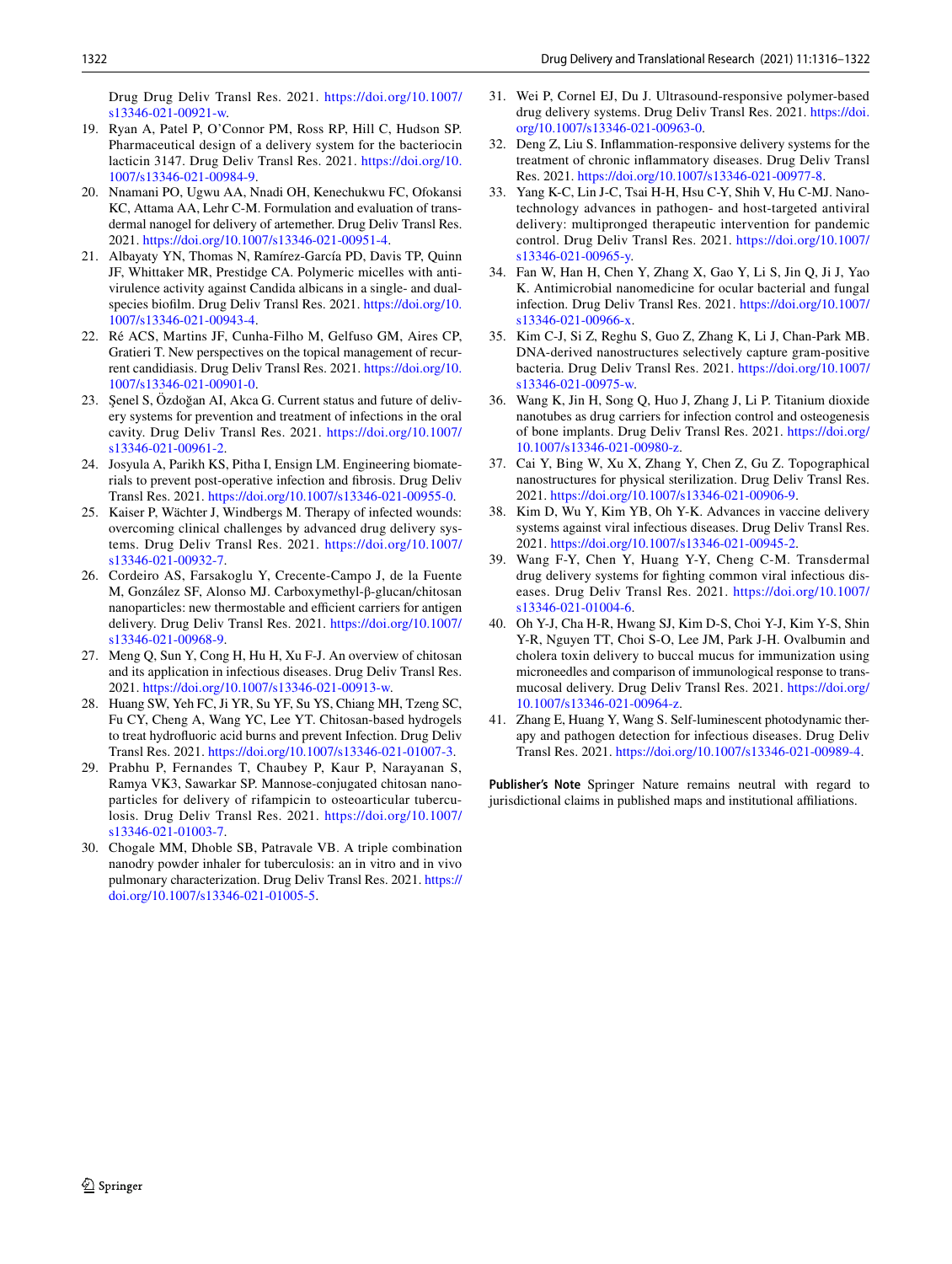Drug Drug Deliv Transl Res. 2021. https://doi.org/10.1007/s13346-021-00921-w.

19. Ryan A, Patel P, O'Connor PM, Ross RP, Hill C, Hudson SP. Pharmaceutical design of a delivery system for the bacteriocin lacticin 3147. Drug Deliv Transl Res. 2021. https://doi.org/10.1007/s13346-021-00984-9.
20. Nnamani PO, Ugwu AA, Nnadi OH, Kenechukwu FC, Ofokansi KC, Attama AA, Lehr C-M. Formulation and evaluation of transdermal nanogel for delivery of artemether. Drug Deliv Transl Res. 2021. https://doi.org/10.1007/s13346-021-00951-4.
21. Albayaty YN, Thomas N, Ramírez-García PD, Davis TP, Quinn JF, Whittaker MR, Prestidge CA. Polymeric micelles with antivirulence activity against Candida albicans in a single- and dual-species biofilm. Drug Deliv Transl Res. 2021. https://doi.org/10.1007/s13346-021-00943-4.
22. Ré ACS, Martins JF, Cunha-Filho M, Gelfuso GM, Aires CP, Gratieri T. New perspectives on the topical management of recurrent candidiasis. Drug Deliv Transl Res. 2021. https://doi.org/10.1007/s13346-021-00901-0.
23. Şenel S, Özdoğan AI, Akca G. Current status and future of delivery systems for prevention and treatment of infections in the oral cavity. Drug Deliv Transl Res. 2021. https://doi.org/10.1007/s13346-021-00961-2.
24. Josyula A, Parikh KS, Pitha I, Ensign LM. Engineering biomaterials to prevent post-operative infection and fibrosis. Drug Deliv Transl Res. 2021. https://doi.org/10.1007/s13346-021-00955-0.
25. Kaiser P, Wächter J, Windbergs M. Therapy of infected wounds: overcoming clinical challenges by advanced drug delivery systems. Drug Deliv Transl Res. 2021. https://doi.org/10.1007/s13346-021-00932-7.
26. Cordeiro AS, Farsakoglu Y, Crecente-Campo J, de la Fuente M, González SF, Alonso MJ. Carboxymethyl-β-glucan/chitosan nanoparticles: new thermostable and efficient carriers for antigen delivery. Drug Deliv Transl Res. 2021. https://doi.org/10.1007/s13346-021-00968-9.
27. Meng Q, Sun Y, Cong H, Hu H, Xu F-J. An overview of chitosan and its application in infectious diseases. Drug Deliv Transl Res. 2021. https://doi.org/10.1007/s13346-021-00913-w.
28. Huang SW, Yeh FC, Ji YR, Su YF, Su YS, Chiang MH, Tzeng SC, Fu CY, Cheng A, Wang YC, Lee YT. Chitosan-based hydrogels to treat hydrofluoric acid burns and prevent Infection. Drug Deliv Transl Res. 2021. https://doi.org/10.1007/s13346-021-01007-3.
29. Prabhu P, Fernandes T, Chaubey P, Kaur P, Narayanan S, Ramya VK3, Sawarkar SP. Mannose-conjugated chitosan nanoparticles for delivery of rifampicin to osteoarticular tuberculosis. Drug Deliv Transl Res. 2021. https://doi.org/10.1007/s13346-021-01003-7.
30. Chogale MM, Dhoble SB, Patravale VB. A triple combination nanodry powder inhaler for tuberculosis: an in vitro and in vivo pulmonary characterization. Drug Deliv Transl Res. 2021. https://doi.org/10.1007/s13346-021-01005-5.
31. Wei P, Cornel EJ, Du J. Ultrasound-responsive polymer-based drug delivery systems. Drug Deliv Transl Res. 2021. https://doi.org/10.1007/s13346-021-00963-0.
32. Deng Z, Liu S. Inflammation-responsive delivery systems for the treatment of chronic inflammatory diseases. Drug Deliv Transl Res. 2021. https://doi.org/10.1007/s13346-021-00977-8.
33. Yang K-C, Lin J-C, Tsai H-H, Hsu C-Y, Shih V, Hu C-MJ. Nanotechnology advances in pathogen- and host-targeted antiviral delivery: multipronged therapeutic intervention for pandemic control. Drug Deliv Transl Res. 2021. https://doi.org/10.1007/s13346-021-00965-y.
34. Fan W, Han H, Chen Y, Zhang X, Gao Y, Li S, Jin Q, Ji J, Yao K. Antimicrobial nanomedicine for ocular bacterial and fungal infection. Drug Deliv Transl Res. 2021. https://doi.org/10.1007/s13346-021-00966-x.
35. Kim C-J, Si Z, Reghu S, Guo Z, Zhang K, Li J, Chan-Park MB. DNA-derived nanostructures selectively capture gram-positive bacteria. Drug Deliv Transl Res. 2021. https://doi.org/10.1007/s13346-021-00975-w.
36. Wang K, Jin H, Song Q, Huo J, Zhang J, Li P. Titanium dioxide nanotubes as drug carriers for infection control and osteogenesis of bone implants. Drug Deliv Transl Res. 2021. https://doi.org/10.1007/s13346-021-00980-z.
37. Cai Y, Bing W, Xu X, Zhang Y, Chen Z, Gu Z. Topographical nanostructures for physical sterilization. Drug Deliv Transl Res. 2021. https://doi.org/10.1007/s13346-021-00906-9.
38. Kim D, Wu Y, Kim YB, Oh Y-K. Advances in vaccine delivery systems against viral infectious diseases. Drug Deliv Transl Res. 2021. https://doi.org/10.1007/s13346-021-00945-2.
39. Wang F-Y, Chen Y, Huang Y-Y, Cheng C-M. Transdermal drug delivery systems for fighting common viral infectious diseases. Drug Deliv Transl Res. 2021. https://doi.org/10.1007/s13346-021-01004-6.
40. Oh Y-J, Cha H-R, Hwang SJ, Kim D-S, Choi Y-J, Kim Y-S, Shin Y-R, Nguyen TT, Choi S-O, Lee JM, Park J-H. Ovalbumin and cholera toxin delivery to buccal mucus for immunization using microneedles and comparison of immunological response to transmucosal delivery. Drug Deliv Transl Res. 2021. https://doi.org/10.1007/s13346-021-00964-z.
41. Zhang E, Huang Y, Wang S. Self-luminescent photodynamic therapy and pathogen detection for infectious diseases. Drug Deliv Transl Res. 2021. https://doi.org/10.1007/s13346-021-00989-4.

**Publisher's Note** Springer Nature remains neutral with regard to jurisdictional claims in published maps and institutional affiliations.